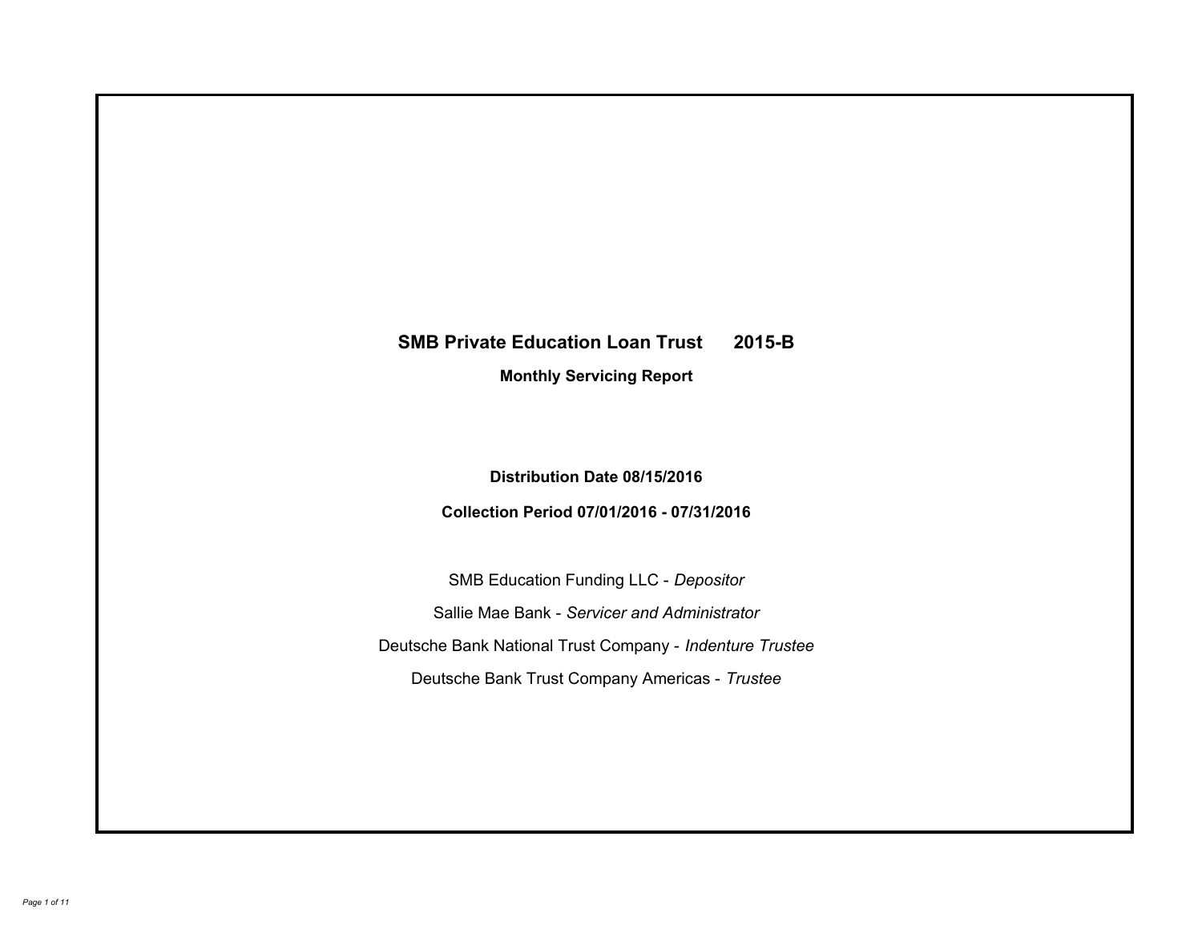# SMB Private Education Loan Trust 2015-B

## Monthly Servicing Report

**Distribution Date 08/15/2016**

**Collection Period 07/01/2016 - 07/31/2016**

SMB Education Funding LLC - *Depositor*

Sallie Mae Bank - *Servicer and Administrator*

Deutsche Bank National Trust Company - *Indenture Trustee*

Deutsche Bank Trust Company Americas - *Trustee*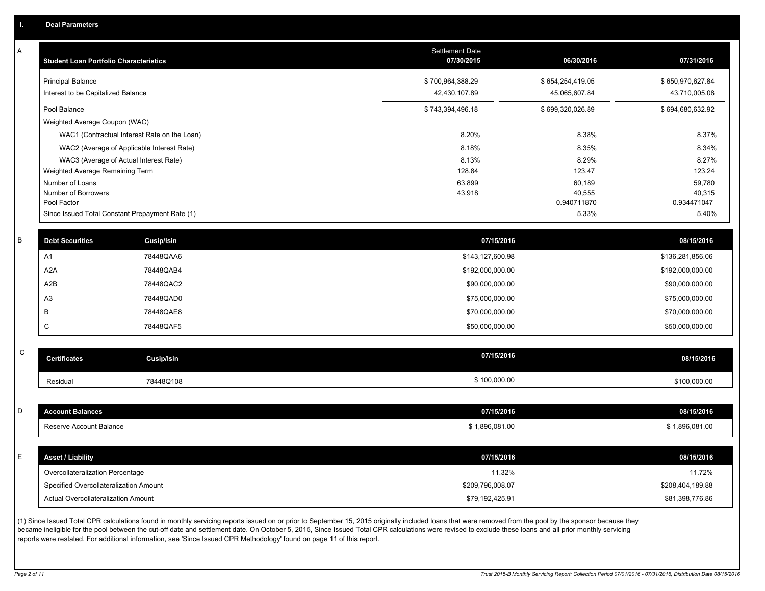## I. Deal Parameters

### A

| Student Loan Portfolio Characteristics | Settlement Date 07/30/2015 | 06/30/2016 | 07/31/2016 |
|---|---|---|---|
| Principal Balance | $ 700,964,388.29 | $ 654,254,419.05 | $ 650,970,627.84 |
| Interest to be Capitalized Balance | 42,430,107.89 | 45,065,607.84 | 43,710,005.08 |
| Pool Balance | $ 743,394,496.18 | $ 699,320,026.89 | $ 694,680,632.92 |
| Weighted Average Coupon (WAC) | | | |
| WAC1 (Contractual Interest Rate on the Loan) | 8.20% | 8.38% | 8.37% |
| WAC2 (Average of Applicable Interest Rate) | 8.18% | 8.35% | 8.34% |
| WAC3 (Average of Actual Interest Rate) | 8.13% | 8.29% | 8.27% |
| Weighted Average Remaining Term | 128.84 | 123.47 | 123.24 |
| Number of Loans | 63,899 | 60,189 | 59,780 |
| Number of Borrowers | 43,918 | 40,555 | 40,315 |
| Pool Factor | | 0.940711870 | 0.934471047 |
| Since Issued Total Constant Prepayment Rate (1) | | 5.33% | 5.40% |

### B

| Debt Securities | Cusip/Isin | 07/15/2016 | 08/15/2016 |
|---|---|---|---|
| A1 | 78448QAA6 | $143,127,600.98 | $136,281,856.06 |
| A2A | 78448QAB4 | $192,000,000.00 | $192,000,000.00 |
| A2B | 78448QAC2 | $90,000,000.00 | $90,000,000.00 |
| A3 | 78448QAD0 | $75,000,000.00 | $75,000,000.00 |
| B | 78448QAE8 | $70,000,000.00 | $70,000,000.00 |
| C | 78448QAF5 | $50,000,000.00 | $50,000,000.00 |

### C

| Certificates | Cusip/Isin | 07/15/2016 | 08/15/2016 |
|---|---|---|---|
| Residual | 78448Q108 | $ 100,000.00 | $100,000.00 |

### D

| Account Balances | 07/15/2016 | 08/15/2016 |
|---|---|---|
| Reserve Account Balance | $ 1,896,081.00 | $ 1,896,081.00 |

### E

| Asset / Liability | 07/15/2016 | 08/15/2016 |
|---|---|---|
| Overcollateralization Percentage | 11.32% | 11.72% |
| Specified Overcollateralization Amount | $209,796,008.07 | $208,404,189.88 |
| Actual Overcollateralization Amount | $79,192,425.91 | $81,398,776.86 |

(1) Since Issued Total CPR calculations found in monthly servicing reports issued on or prior to September 15, 2015 originally included loans that were removed from the pool by the sponsor because they became ineligible for the pool between the cut-off date and settlement date. On October 5, 2015, Since Issued Total CPR calculations were revised to exclude these loans and all prior monthly servicing reports were restated. For additional information, see 'Since Issued CPR Methodology' found on page 11 of this report.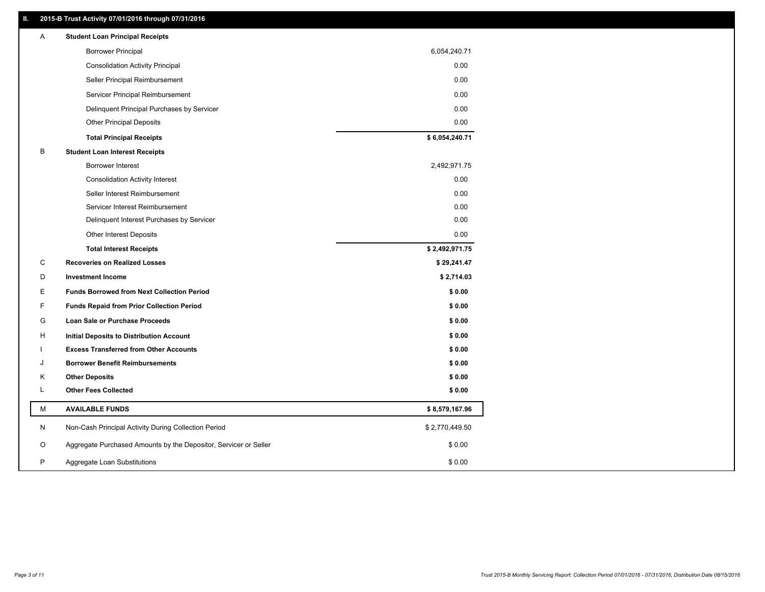## II. 2015-B Trust Activity 07/01/2016 through 07/31/2016

| | | |
|---|---|---|
| A | **Student Loan Principal Receipts** | |
| | Borrower Principal | 6,054,240.71 |
| | Consolidation Activity Principal | 0.00 |
| | Seller Principal Reimbursement | 0.00 |
| | Servicer Principal Reimbursement | 0.00 |
| | Delinquent Principal Purchases by Servicer | 0.00 |
| | Other Principal Deposits | 0.00 |
| | **Total Principal Receipts** | **$ 6,054,240.71** |
| B | **Student Loan Interest Receipts** | |
| | Borrower Interest | 2,492,971.75 |
| | Consolidation Activity Interest | 0.00 |
| | Seller Interest Reimbursement | 0.00 |
| | Servicer Interest Reimbursement | 0.00 |
| | Delinquent Interest Purchases by Servicer | 0.00 |
| | Other Interest Deposits | 0.00 |
| | **Total Interest Receipts** | **$ 2,492,971.75** |
| C | **Recoveries on Realized Losses** | **$ 29,241.47** |
| D | **Investment Income** | **$ 2,714.03** |
| E | **Funds Borrowed from Next Collection Period** | **$ 0.00** |
| F | **Funds Repaid from Prior Collection Period** | **$ 0.00** |
| G | **Loan Sale or Purchase Proceeds** | **$ 0.00** |
| H | **Initial Deposits to Distribution Account** | **$ 0.00** |
| I | **Excess Transferred from Other Accounts** | **$ 0.00** |
| J | **Borrower Benefit Reimbursements** | **$ 0.00** |
| K | **Other Deposits** | **$ 0.00** |
| L | **Other Fees Collected** | **$ 0.00** |
| M | **AVAILABLE FUNDS** | **$ 8,579,167.96** |
| N | Non-Cash Principal Activity During Collection Period | $ 2,770,449.50 |
| O | Aggregate Purchased Amounts by the Depositor, Servicer or Seller | $ 0.00 |
| P | Aggregate Loan Substitutions | $ 0.00 |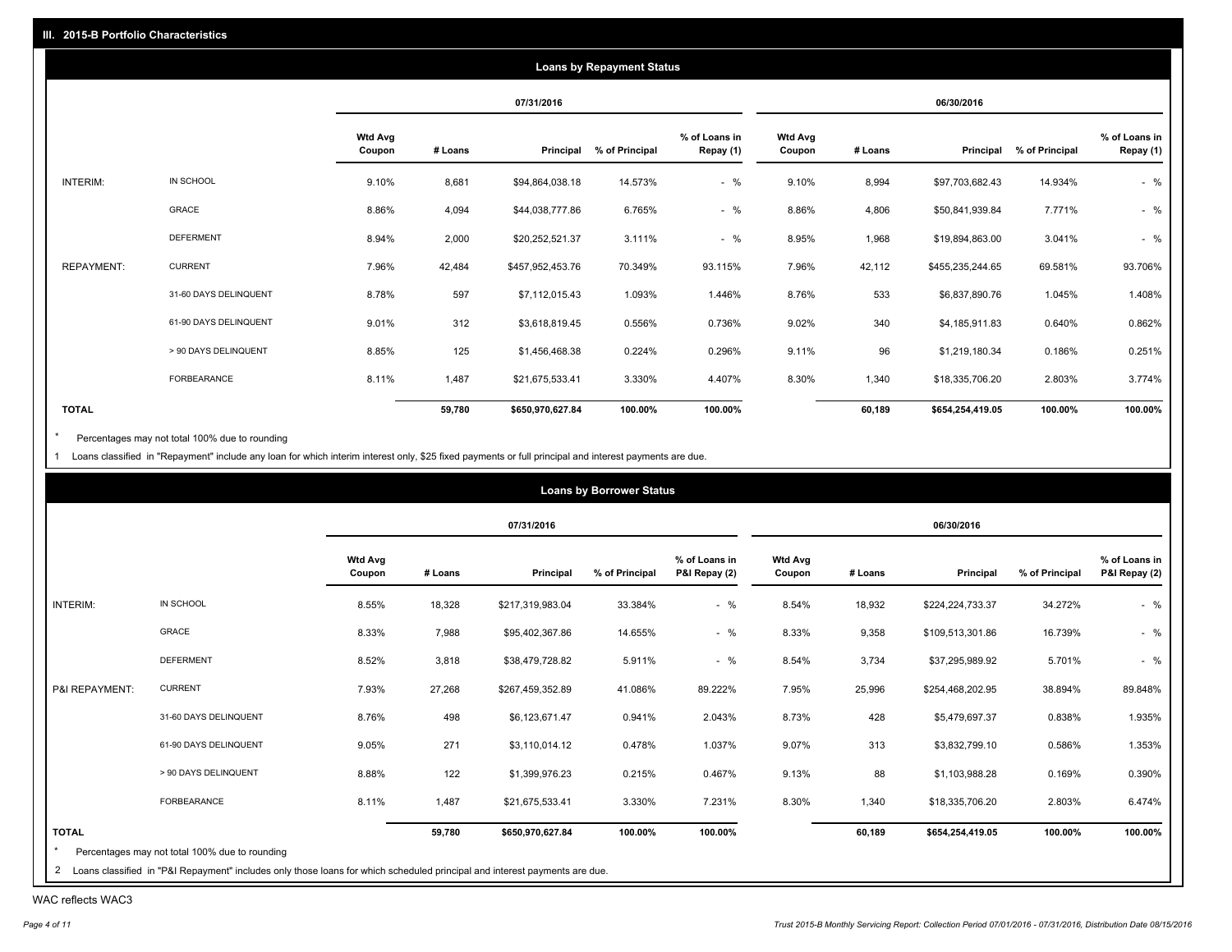## III. 2015-B Portfolio Characteristics

### Loans by Repayment Status

| | | 07/31/2016 | | | | | 06/30/2016 | | | | |
|---|---|---|---|---|---|---|---|---|---|---|---|
| | | Wtd Avg Coupon | # Loans | Principal | % of Principal | % of Loans in Repay (1) | Wtd Avg Coupon | # Loans | Principal | % of Principal | % of Loans in Repay (1) |
| INTERIM: | IN SCHOOL | 9.10% | 8,681 | $94,864,038.18 | 14.573% | - % | 9.10% | 8,994 | $97,703,682.43 | 14.934% | - % |
| | GRACE | 8.86% | 4,094 | $44,038,777.86 | 6.765% | - % | 8.86% | 4,806 | $50,841,939.84 | 7.771% | - % |
| | DEFERMENT | 8.94% | 2,000 | $20,252,521.37 | 3.111% | - % | 8.95% | 1,968 | $19,894,863.00 | 3.041% | - % |
| REPAYMENT: | CURRENT | 7.96% | 42,484 | $457,952,453.76 | 70.349% | 93.115% | 7.96% | 42,112 | $455,235,244.65 | 69.581% | 93.706% |
| | 31-60 DAYS DELINQUENT | 8.78% | 597 | $7,112,015.43 | 1.093% | 1.446% | 8.76% | 533 | $6,837,890.76 | 1.045% | 1.408% |
| | 61-90 DAYS DELINQUENT | 9.01% | 312 | $3,618,819.45 | 0.556% | 0.736% | 9.02% | 340 | $4,185,911.83 | 0.640% | 0.862% |
| | > 90 DAYS DELINQUENT | 8.85% | 125 | $1,456,468.38 | 0.224% | 0.296% | 9.11% | 96 | $1,219,180.34 | 0.186% | 0.251% |
| | FORBEARANCE | 8.11% | 1,487 | $21,675,533.41 | 3.330% | 4.407% | 8.30% | 1,340 | $18,335,706.20 | 2.803% | 3.774% |
| **TOTAL** | | | **59,780** | **$650,970,627.84** | **100.00%** | **100.00%** | | **60,189** | **$654,254,419.05** | **100.00%** | **100.00%** |

* Percentages may not total 100% due to rounding

1 Loans classified in "Repayment" include any loan for which interim interest only, $25 fixed payments or full principal and interest payments are due.

### Loans by Borrower Status

| | | 07/31/2016 | | | | | 06/30/2016 | | | | |
|---|---|---|---|---|---|---|---|---|---|---|---|
| | | Wtd Avg Coupon | # Loans | Principal | % of Principal | % of Loans in P&I Repay (2) | Wtd Avg Coupon | # Loans | Principal | % of Principal | % of Loans in P&I Repay (2) |
| INTERIM: | IN SCHOOL | 8.55% | 18,328 | $217,319,983.04 | 33.384% | - % | 8.54% | 18,932 | $224,224,733.37 | 34.272% | - % |
| | GRACE | 8.33% | 7,988 | $95,402,367.86 | 14.655% | - % | 8.33% | 9,358 | $109,513,301.86 | 16.739% | - % |
| | DEFERMENT | 8.52% | 3,818 | $38,479,728.82 | 5.911% | - % | 8.54% | 3,734 | $37,295,989.92 | 5.701% | - % |
| P&I REPAYMENT: | CURRENT | 7.93% | 27,268 | $267,459,352.89 | 41.086% | 89.222% | 7.95% | 25,996 | $254,468,202.95 | 38.894% | 89.848% |
| | 31-60 DAYS DELINQUENT | 8.76% | 498 | $6,123,671.47 | 0.941% | 2.043% | 8.73% | 428 | $5,479,697.37 | 0.838% | 1.935% |
| | 61-90 DAYS DELINQUENT | 9.05% | 271 | $3,110,014.12 | 0.478% | 1.037% | 9.07% | 313 | $3,832,799.10 | 0.586% | 1.353% |
| | > 90 DAYS DELINQUENT | 8.88% | 122 | $1,399,976.23 | 0.215% | 0.467% | 9.13% | 88 | $1,103,988.28 | 0.169% | 0.390% |
| | FORBEARANCE | 8.11% | 1,487 | $21,675,533.41 | 3.330% | 7.231% | 8.30% | 1,340 | $18,335,706.20 | 2.803% | 6.474% |
| **TOTAL** | | | **59,780** | **$650,970,627.84** | **100.00%** | **100.00%** | | **60,189** | **$654,254,419.05** | **100.00%** | **100.00%** |

* Percentages may not total 100% due to rounding

2 Loans classified in "P&I Repayment" includes only those loans for which scheduled principal and interest payments are due.

WAC reflects WAC3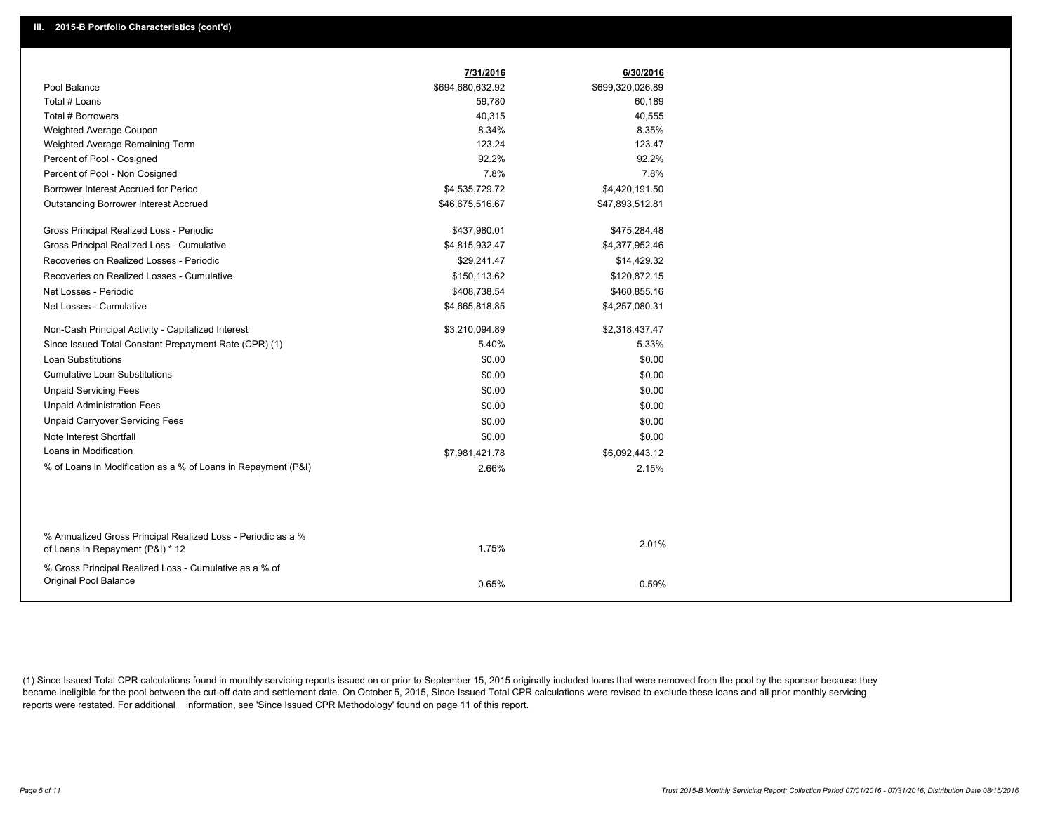## III. 2015-B Portfolio Characteristics (cont'd)

| | 7/31/2016 | 6/30/2016 |
|---|---|---|
| Pool Balance | $694,680,632.92 | $699,320,026.89 |
| Total # Loans | 59,780 | 60,189 |
| Total # Borrowers | 40,315 | 40,555 |
| Weighted Average Coupon | 8.34% | 8.35% |
| Weighted Average Remaining Term | 123.24 | 123.47 |
| Percent of Pool - Cosigned | 92.2% | 92.2% |
| Percent of Pool - Non Cosigned | 7.8% | 7.8% |
| Borrower Interest Accrued for Period | $4,535,729.72 | $4,420,191.50 |
| Outstanding Borrower Interest Accrued | $46,675,516.67 | $47,893,512.81 |
| Gross Principal Realized Loss - Periodic | $437,980.01 | $475,284.48 |
| Gross Principal Realized Loss - Cumulative | $4,815,932.47 | $4,377,952.46 |
| Recoveries on Realized Losses - Periodic | $29,241.47 | $14,429.32 |
| Recoveries on Realized Losses - Cumulative | $150,113.62 | $120,872.15 |
| Net Losses - Periodic | $408,738.54 | $460,855.16 |
| Net Losses - Cumulative | $4,665,818.85 | $4,257,080.31 |
| Non-Cash Principal Activity - Capitalized Interest | $3,210,094.89 | $2,318,437.47 |
| Since Issued Total Constant Prepayment Rate (CPR) (1) | 5.40% | 5.33% |
| Loan Substitutions | $0.00 | $0.00 |
| Cumulative Loan Substitutions | $0.00 | $0.00 |
| Unpaid Servicing Fees | $0.00 | $0.00 |
| Unpaid Administration Fees | $0.00 | $0.00 |
| Unpaid Carryover Servicing Fees | $0.00 | $0.00 |
| Note Interest Shortfall | $0.00 | $0.00 |
| Loans in Modification | $7,981,421.78 | $6,092,443.12 |
| % of Loans in Modification as a % of Loans in Repayment (P&I) | 2.66% | 2.15% |
| % Annualized Gross Principal Realized Loss - Periodic as a % of Loans in Repayment (P&I) * 12 | 1.75% | 2.01% |
| % Gross Principal Realized Loss - Cumulative as a % of Original Pool Balance | 0.65% | 0.59% |

(1) Since Issued Total CPR calculations found in monthly servicing reports issued on or prior to September 15, 2015 originally included loans that were removed from the pool by the sponsor because they became ineligible for the pool between the cut-off date and settlement date. On October 5, 2015, Since Issued Total CPR calculations were revised to exclude these loans and all prior monthly servicing reports were restated. For additional information, see 'Since Issued CPR Methodology' found on page 11 of this report.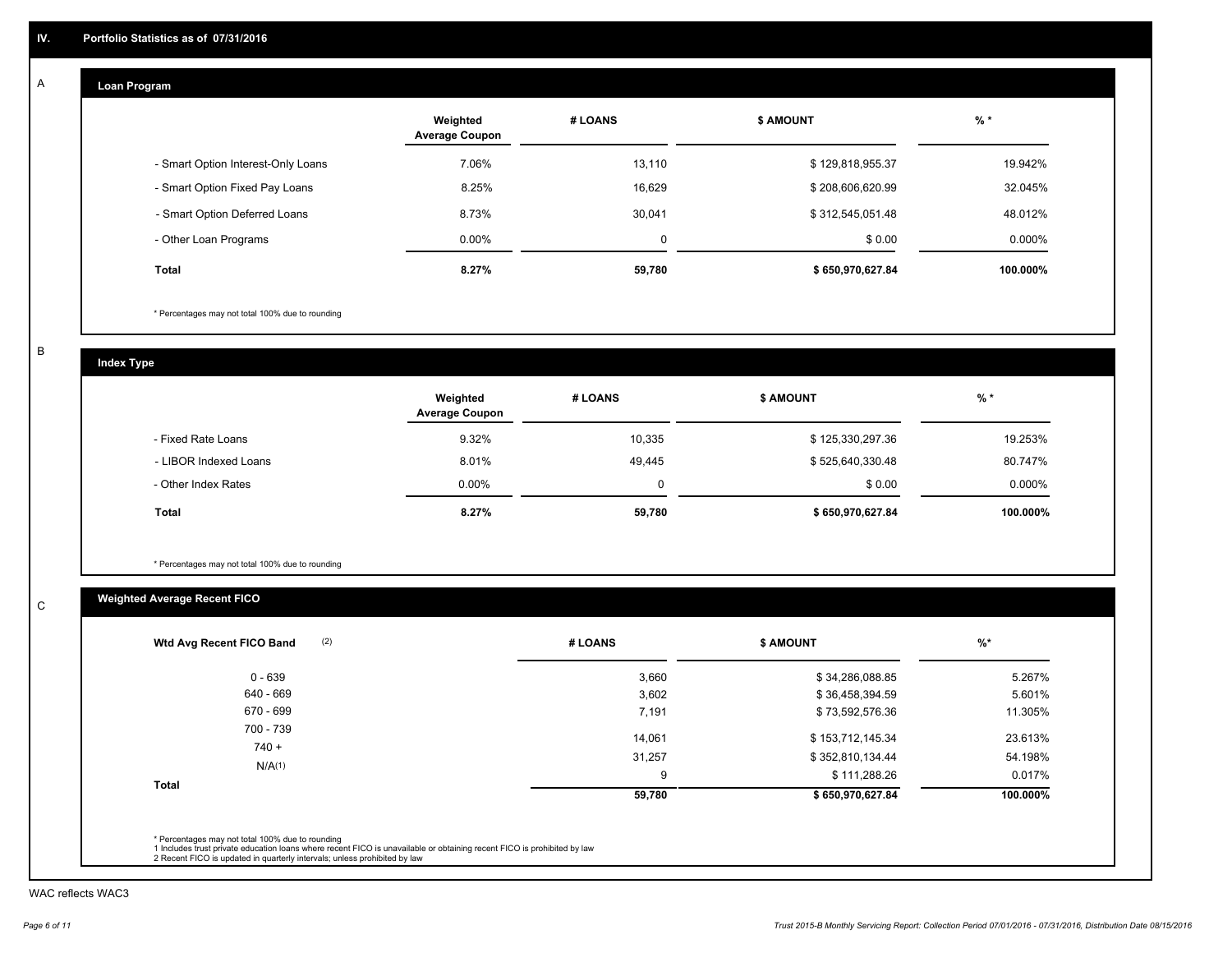# IV. Portfolio Statistics as of 07/31/2016

## A

### Loan Program

| | Weighted Average Coupon | # LOANS | $ AMOUNT | % * |
|---|---|---|---|---|
| - Smart Option Interest-Only Loans | 7.06% | 13,110 | $ 129,818,955.37 | 19.942% |
| - Smart Option Fixed Pay Loans | 8.25% | 16,629 | $ 208,606,620.99 | 32.045% |
| - Smart Option Deferred Loans | 8.73% | 30,041 | $ 312,545,051.48 | 48.012% |
| - Other Loan Programs | 0.00% | 0 | $ 0.00 | 0.000% |
| **Total** | **8.27%** | **59,780** | **$ 650,970,627.84** | **100.000%** |

\* Percentages may not total 100% due to rounding

## B

### Index Type

| | Weighted Average Coupon | # LOANS | $ AMOUNT | % * |
|---|---|---|---|---|
| - Fixed Rate Loans | 9.32% | 10,335 | $ 125,330,297.36 | 19.253% |
| - LIBOR Indexed Loans | 8.01% | 49,445 | $ 525,640,330.48 | 80.747% |
| - Other Index Rates | 0.00% | 0 | $ 0.00 | 0.000% |
| **Total** | **8.27%** | **59,780** | **$ 650,970,627.84** | **100.000%** |

\* Percentages may not total 100% due to rounding

## C

### Weighted Average Recent FICO

| Wtd Avg Recent FICO Band (2) | # LOANS | $ AMOUNT | %* |
|---|---|---|---|
| 0 - 639 | 3,660 | $ 34,286,088.85 | 5.267% |
| 640 - 669 | 3,602 | $ 36,458,394.59 | 5.601% |
| 670 - 699 | 7,191 | $ 73,592,576.36 | 11.305% |
| 700 - 739 | 14,061 | $ 153,712,145.34 | 23.613% |
| 740 + | 31,257 | $ 352,810,134.44 | 54.198% |
| N/A(1) | 9 | $ 111,288.26 | 0.017% |
| **Total** | **59,780** | **$ 650,970,627.84** | **100.000%** |

\* Percentages may not total 100% due to rounding
1 Includes trust private education loans where recent FICO is unavailable or obtaining recent FICO is prohibited by law
2 Recent FICO is updated in quarterly intervals; unless prohibited by law

WAC reflects WAC3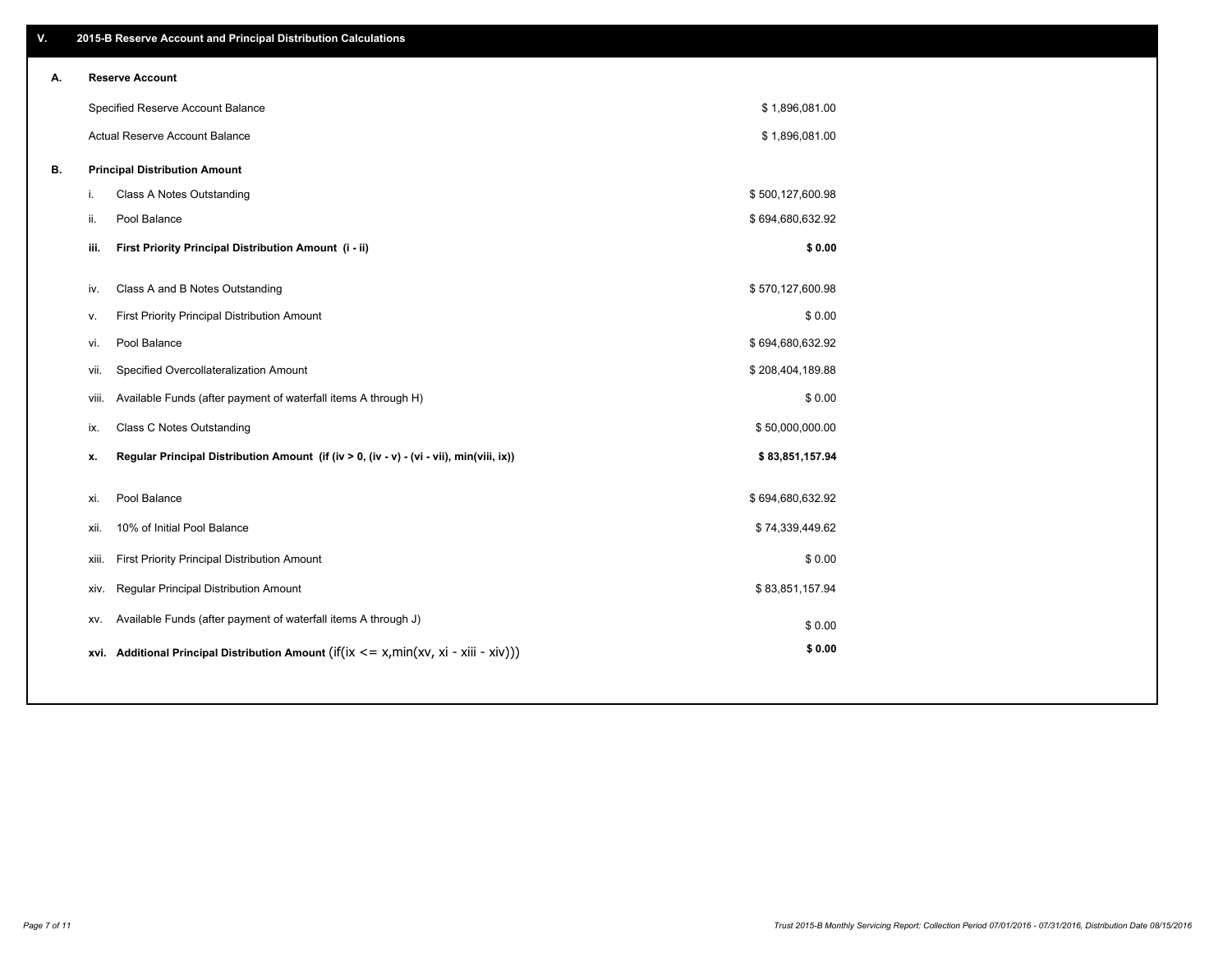## V. 2015-B Reserve Account and Principal Distribution Calculations

### A. Reserve Account

| | |
|---|---|
| Specified Reserve Account Balance | $ 1,896,081.00 |
| Actual Reserve Account Balance | $ 1,896,081.00 |

### B. Principal Distribution Amount

| | | |
|---|---|---|
| i. | Class A Notes Outstanding | $ 500,127,600.98 |
| ii. | Pool Balance | $ 694,680,632.92 |
| **iii.** | **First Priority Principal Distribution Amount (i - ii)** | **$ 0.00** |
| iv. | Class A and B Notes Outstanding | $ 570,127,600.98 |
| v. | First Priority Principal Distribution Amount | $ 0.00 |
| vi. | Pool Balance | $ 694,680,632.92 |
| vii. | Specified Overcollateralization Amount | $ 208,404,189.88 |
| viii. | Available Funds (after payment of waterfall items A through H) | $ 0.00 |
| ix. | Class C Notes Outstanding | $ 50,000,000.00 |
| **x.** | **Regular Principal Distribution Amount (if (iv > 0, (iv - v) - (vi - vii), min(viii, ix))** | **$ 83,851,157.94** |
| xi. | Pool Balance | $ 694,680,632.92 |
| xii. | 10% of Initial Pool Balance | $ 74,339,449.62 |
| xiii. | First Priority Principal Distribution Amount | $ 0.00 |
| xiv. | Regular Principal Distribution Amount | $ 83,851,157.94 |
| xv. | Available Funds (after payment of waterfall items A through J) | $ 0.00 |
| **xvi.** | **Additional Principal Distribution Amount** (if(ix <= x,min(xv, xi - xiii - xiv))) | **$ 0.00** |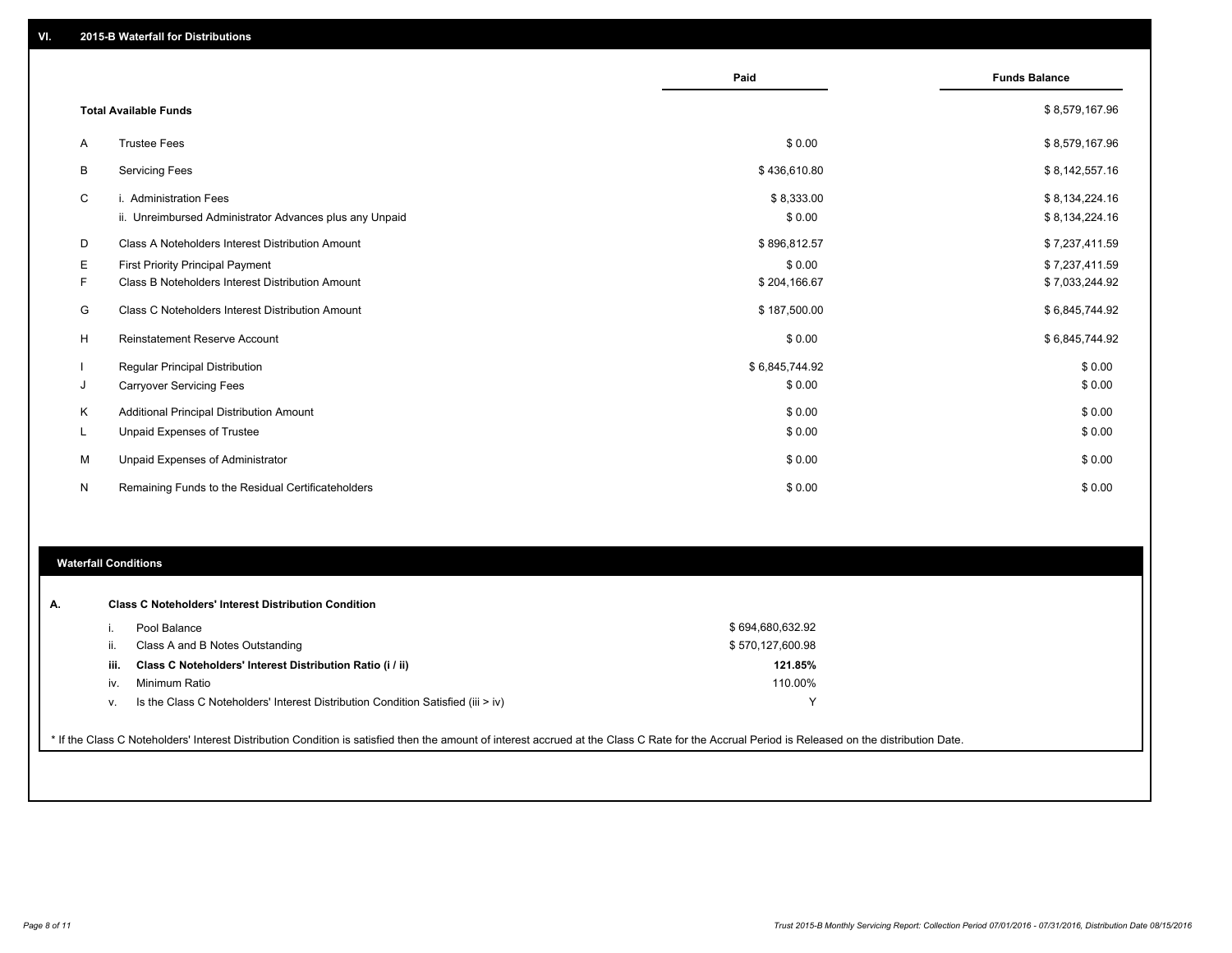## VI. 2015-B Waterfall for Distributions

| | | Paid | Funds Balance |
|---|---|---|---|
| | **Total Available Funds** | | $ 8,579,167.96 |
| A | Trustee Fees | $ 0.00 | $ 8,579,167.96 |
| B | Servicing Fees | $ 436,610.80 | $ 8,142,557.16 |
| C | i. Administration Fees | $ 8,333.00 | $ 8,134,224.16 |
| | ii. Unreimbursed Administrator Advances plus any Unpaid | $ 0.00 | $ 8,134,224.16 |
| D | Class A Noteholders Interest Distribution Amount | $ 896,812.57 | $ 7,237,411.59 |
| E | First Priority Principal Payment | $ 0.00 | $ 7,237,411.59 |
| F | Class B Noteholders Interest Distribution Amount | $ 204,166.67 | $ 7,033,244.92 |
| G | Class C Noteholders Interest Distribution Amount | $ 187,500.00 | $ 6,845,744.92 |
| H | Reinstatement Reserve Account | $ 0.00 | $ 6,845,744.92 |
| I | Regular Principal Distribution | $ 6,845,744.92 | $ 0.00 |
| J | Carryover Servicing Fees | $ 0.00 | $ 0.00 |
| K | Additional Principal Distribution Amount | $ 0.00 | $ 0.00 |
| L | Unpaid Expenses of Trustee | $ 0.00 | $ 0.00 |
| M | Unpaid Expenses of Administrator | $ 0.00 | $ 0.00 |
| N | Remaining Funds to the Residual Certificateholders | $ 0.00 | $ 0.00 |

## Waterfall Conditions

**A. Class C Noteholders' Interest Distribution Condition**

| | | |
|---|---|---|
| i. | Pool Balance | $ 694,680,632.92 |
| ii. | Class A and B Notes Outstanding | $ 570,127,600.98 |
| **iii.** | **Class C Noteholders' Interest Distribution Ratio (i / ii)** | **121.85%** |
| iv. | Minimum Ratio | 110.00% |
| v. | Is the Class C Noteholders' Interest Distribution Condition Satisfied (iii > iv) | Y |

* If the Class C Noteholders' Interest Distribution Condition is satisfied then the amount of interest accrued at the Class C Rate for the Accrual Period is Released on the distribution Date.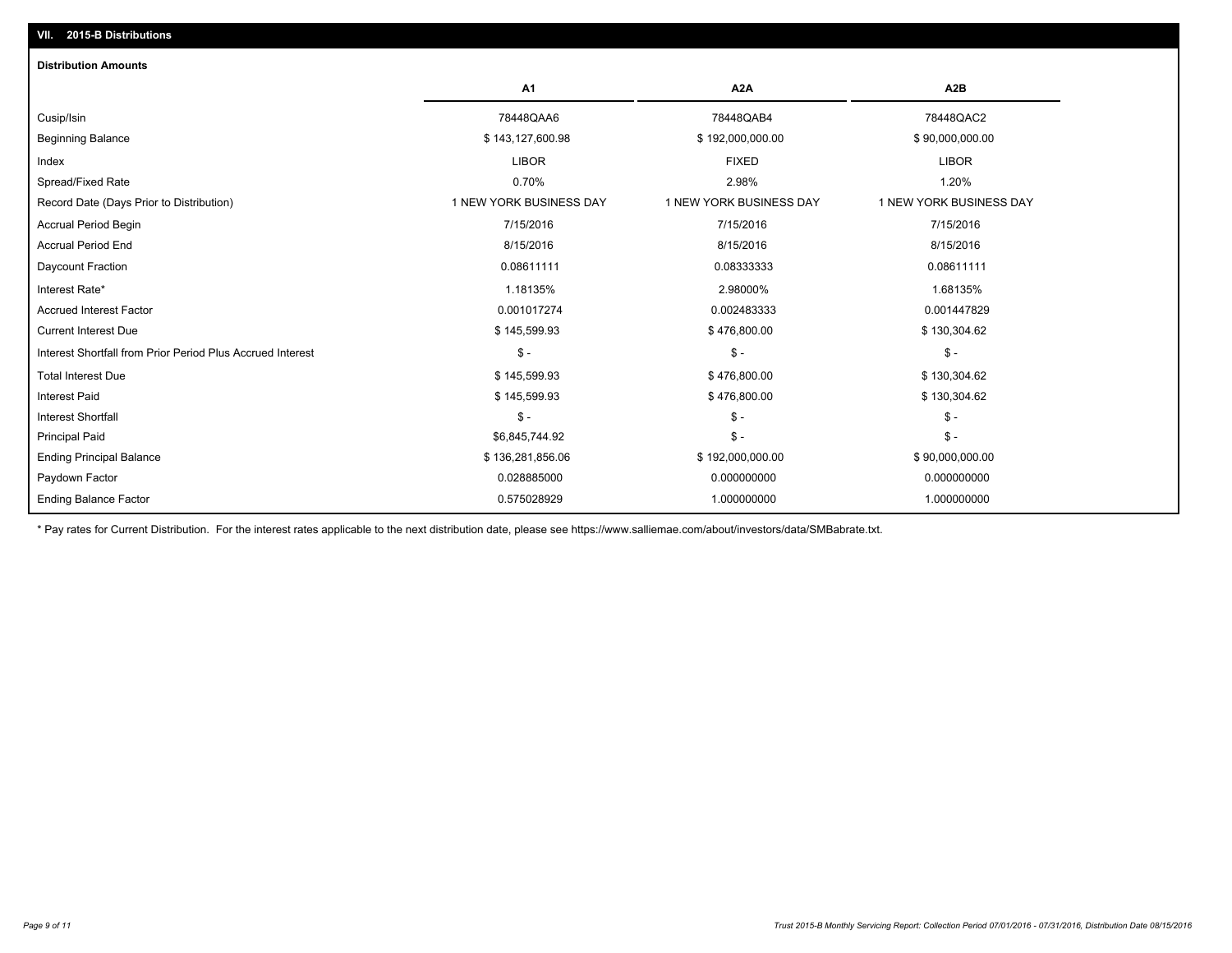## VII. 2015-B Distributions

### Distribution Amounts

| | A1 | A2A | A2B |
|---|---|---|---|
| Cusip/Isin | 78448QAA6 | 78448QAB4 | 78448QAC2 |
| Beginning Balance | $ 143,127,600.98 | $ 192,000,000.00 | $ 90,000,000.00 |
| Index | LIBOR | FIXED | LIBOR |
| Spread/Fixed Rate | 0.70% | 2.98% | 1.20% |
| Record Date (Days Prior to Distribution) | 1 NEW YORK BUSINESS DAY | 1 NEW YORK BUSINESS DAY | 1 NEW YORK BUSINESS DAY |
| Accrual Period Begin | 7/15/2016 | 7/15/2016 | 7/15/2016 |
| Accrual Period End | 8/15/2016 | 8/15/2016 | 8/15/2016 |
| Daycount Fraction | 0.08611111 | 0.08333333 | 0.08611111 |
| Interest Rate* | 1.18135% | 2.98000% | 1.68135% |
| Accrued Interest Factor | 0.001017274 | 0.002483333 | 0.001447829 |
| Current Interest Due | $ 145,599.93 | $ 476,800.00 | $ 130,304.62 |
| Interest Shortfall from Prior Period Plus Accrued Interest | $ - | $ - | $ - |
| Total Interest Due | $ 145,599.93 | $ 476,800.00 | $ 130,304.62 |
| Interest Paid | $ 145,599.93 | $ 476,800.00 | $ 130,304.62 |
| Interest Shortfall | $ - | $ - | $ - |
| Principal Paid | $6,845,744.92 | $ - | $ - |
| Ending Principal Balance | $ 136,281,856.06 | $ 192,000,000.00 | $ 90,000,000.00 |
| Paydown Factor | 0.028885000 | 0.000000000 | 0.000000000 |
| Ending Balance Factor | 0.575028929 | 1.000000000 | 1.000000000 |

* Pay rates for Current Distribution. For the interest rates applicable to the next distribution date, please see https://www.salliemae.com/about/investors/data/SMBabrate.txt.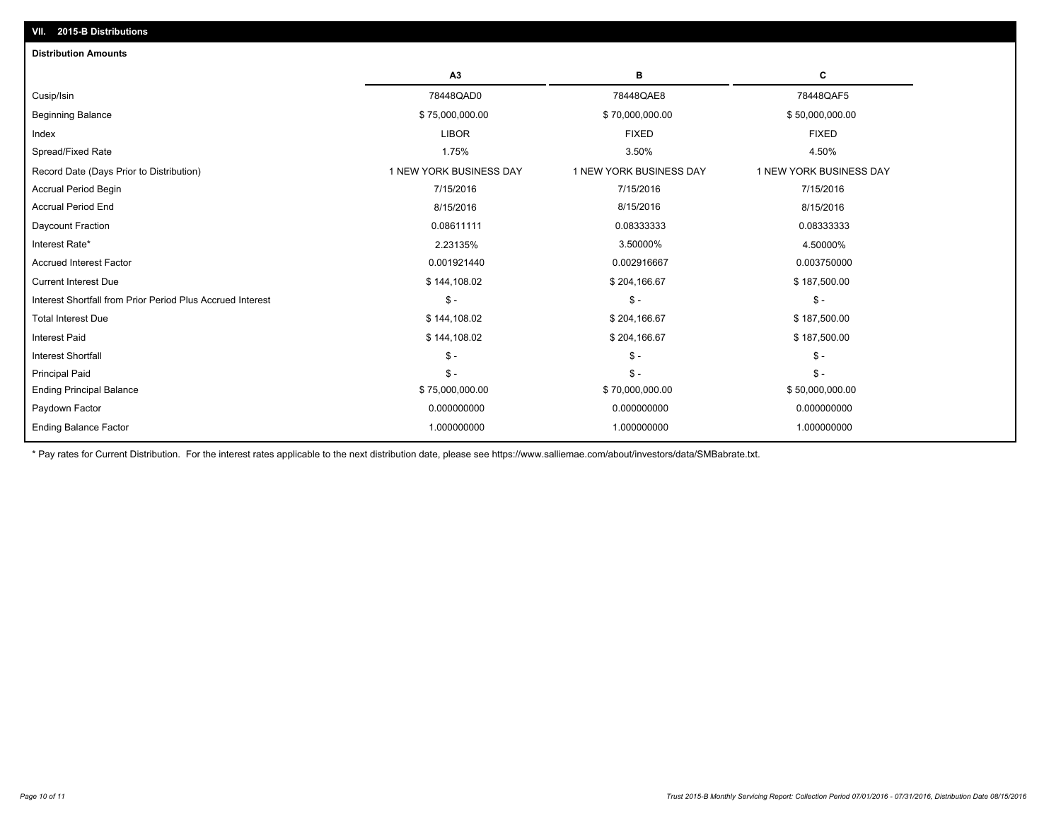## VII. 2015-B Distributions

### Distribution Amounts

| | A3 | B | C |
|---|---|---|---|
| Cusip/Isin | 78448QAD0 | 78448QAE8 | 78448QAF5 |
| Beginning Balance | $ 75,000,000.00 | $ 70,000,000.00 | $ 50,000,000.00 |
| Index | LIBOR | FIXED | FIXED |
| Spread/Fixed Rate | 1.75% | 3.50% | 4.50% |
| Record Date (Days Prior to Distribution) | 1 NEW YORK BUSINESS DAY | 1 NEW YORK BUSINESS DAY | 1 NEW YORK BUSINESS DAY |
| Accrual Period Begin | 7/15/2016 | 7/15/2016 | 7/15/2016 |
| Accrual Period End | 8/15/2016 | 8/15/2016 | 8/15/2016 |
| Daycount Fraction | 0.08611111 | 0.08333333 | 0.08333333 |
| Interest Rate* | 2.23135% | 3.50000% | 4.50000% |
| Accrued Interest Factor | 0.001921440 | 0.002916667 | 0.003750000 |
| Current Interest Due | $ 144,108.02 | $ 204,166.67 | $ 187,500.00 |
| Interest Shortfall from Prior Period Plus Accrued Interest | $ - | $ - | $ - |
| Total Interest Due | $ 144,108.02 | $ 204,166.67 | $ 187,500.00 |
| Interest Paid | $ 144,108.02 | $ 204,166.67 | $ 187,500.00 |
| Interest Shortfall | $ - | $ - | $ - |
| Principal Paid | $ - | $ - | $ - |
| Ending Principal Balance | $ 75,000,000.00 | $ 70,000,000.00 | $ 50,000,000.00 |
| Paydown Factor | 0.000000000 | 0.000000000 | 0.000000000 |
| Ending Balance Factor | 1.000000000 | 1.000000000 | 1.000000000 |

* Pay rates for Current Distribution. For the interest rates applicable to the next distribution date, please see https://www.salliemae.com/about/investors/data/SMBabrate.txt.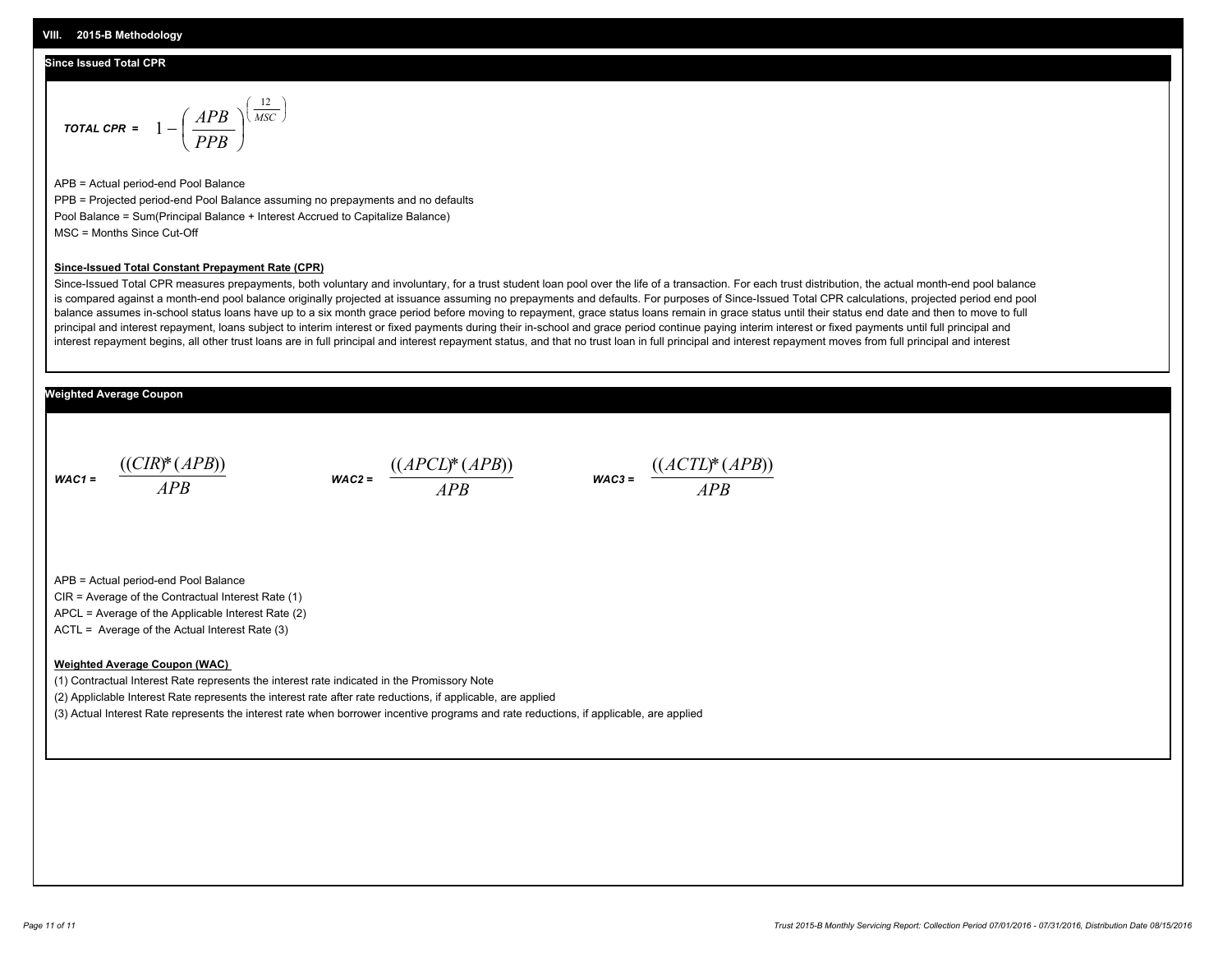## VIII. 2015-B Methodology

### Since Issued Total CPR

$$\textbf{TOTAL CPR} = 1 - \left(\frac{APB}{PPB}\right)^{\left(\frac{12}{MSC}\right)}$$

APB = Actual period-end Pool Balance

PPB = Projected period-end Pool Balance assuming no prepayments and no defaults

Pool Balance = Sum(Principal Balance + Interest Accrued to Capitalize Balance)

MSC = Months Since Cut-Off

**Since-Issued Total Constant Prepayment Rate (CPR)**

Since-Issued Total CPR measures prepayments, both voluntary and involuntary, for a trust student loan pool over the life of a transaction. For each trust distribution, the actual month-end pool balance is compared against a month-end pool balance originally projected at issuance assuming no prepayments and defaults. For purposes of Since-Issued Total CPR calculations, projected period end pool balance assumes in-school status loans have up to a six month grace period before moving to repayment, grace status loans remain in grace status until their status end date and then to move to full principal and interest repayment, loans subject to interim interest or fixed payments during their in-school and grace period continue paying interim interest or fixed payments until full principal and interest repayment begins, all other trust loans are in full principal and interest repayment status, and that no trust loan in full principal and interest repayment moves from full principal and interest

### Weighted Average Coupon

$$\textbf{WAC1} = \frac{((CIR)*(APB))}{APB} \qquad \textbf{WAC2} = \frac{((APCL)*(APB))}{APB} \qquad \textbf{WAC3} = \frac{((ACTL)*(APB))}{APB}$$

APB = Actual period-end Pool Balance

CIR = Average of the Contractual Interest Rate (1)

APCL = Average of the Applicable Interest Rate (2)

ACTL = Average of the Actual Interest Rate (3)

**Weighted Average Coupon (WAC)**

(1) Contractual Interest Rate represents the interest rate indicated in the Promissory Note

(2) Appliclable Interest Rate represents the interest rate after rate reductions, if applicable, are applied

(3) Actual Interest Rate represents the interest rate when borrower incentive programs and rate reductions, if applicable, are applied